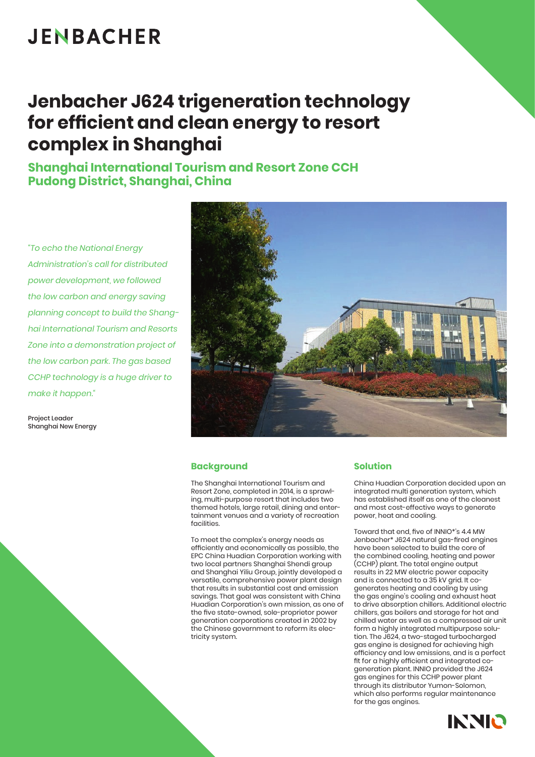JENBACHER

# Jenbacher J624 trigeneration technology for efficient and clean energy to resort complex in Shanghai

## Shanghai International Tourism and Resort Zone CCH Pudong District, Shanghai, China

*"To echo the National Energy Administration's call for distributed power development, we followed the low carbon and energy saving planning concept to build the Shanghai International Tourism and Resorts Zone into a demonstration project of the low carbon park. The gas based CCHP technology is a huge driver to make it happen."*

Project Leader
Shanghai New Energy

### Background

The Shanghai International Tourism and Resort Zone, completed in 2014, is a sprawling, multi-purpose resort that includes two themed hotels, large retail, dining and entertainment venues and a variety of recreation facilities.

To meet the complex's energy needs as efficiently and economically as possible, the EPC China Huadian Corporation working with two local partners Shanghai Shendi group and Shanghai Yiliu Group, jointly developed a versatile, comprehensive power plant design that results in substantial cost and emission savings. That goal was consistent with China Huadian Corporation's own mission, as one of the five state-owned, sole-proprietor power generation corporations created in 2002 by the Chinese government to reform its electricity system.

### Solution

China Huadian Corporation decided upon an integrated multi generation system, which has established itself as one of the cleanest and most cost-effective ways to generate power, heat and cooling.

Toward that end, five of INNIO*'s 4.4 MW Jenbacher* J624 natural gas-fired engines have been selected to build the core of the combined cooling, heating and power (CCHP) plant. The total engine output results in 22 MW electric power capacity and is connected to a 35 kV grid. It co-generates heating and cooling by using the gas engine's cooling and exhaust heat to drive absorption chillers. Additional electric chillers, gas boilers and storage for hot and chilled water as well as a compressed air unit form a highly integrated multipurpose solution. The J624, a two-staged turbocharged gas engine is designed for achieving high efficiency and low emissions, and is a perfect fit for a highly efficient and integrated co-generation plant. INNIO provided the J624 gas engines for this CCHP power plant through its distributor Yumon-Solomon, which also performs regular maintenance for the gas engines.

INNIO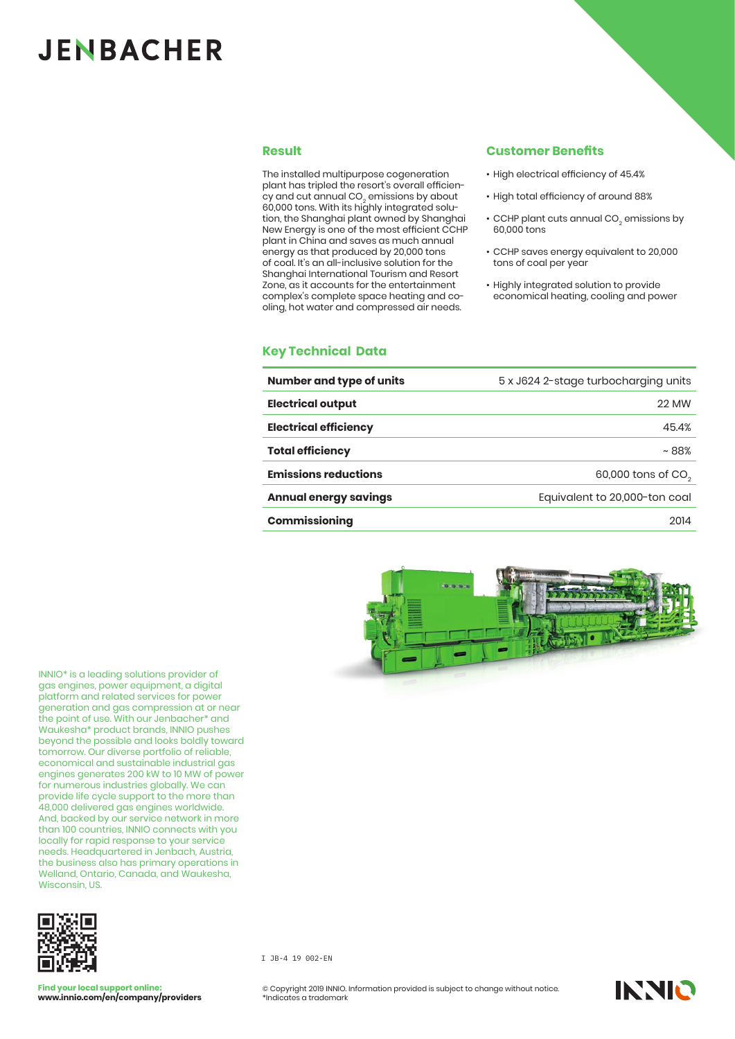JENBACHER

## Result

The installed multipurpose cogeneration plant has tripled the resort's overall efficiency and cut annual $CO_2$ emissions by about 60,000 tons. With its highly integrated solution, the Shanghai plant owned by Shanghai New Energy is one of the most efficient CCHP plant in China and saves as much annual energy as that produced by 20,000 tons of coal. It's an all-inclusive solution for the Shanghai International Tourism and Resort Zone, as it accounts for the entertainment complex's complete space heating and cooling, hot water and compressed air needs.

## Customer Benefits

- High electrical efficiency of 45.4%
- High total efficiency of around 88%
- CCHP plant cuts annual $CO_2$ emissions by 60,000 tons
- CCHP saves energy equivalent to 20,000 tons of coal per year
- Highly integrated solution to provide economical heating, cooling and power

## Key Technical Data

| | |
|---|---|
| **Number and type of units** | 5 x J624 2-stage turbocharging units |
| **Electrical output** | 22 MW |
| **Electrical efficiency** | 45.4% |
| **Total efficiency** | ~ 88% |
| **Emissions reductions** | 60,000 tons of $CO_2$ |
| **Annual energy savings** | Equivalent to 20,000-ton coal |
| **Commissioning** | 2014 |

INNIO* is a leading solutions provider of gas engines, power equipment, a digital platform and related services for power generation and gas compression at or near the point of use. With our Jenbacher* and Waukesha* product brands, INNIO pushes beyond the possible and looks boldly toward tomorrow. Our diverse portfolio of reliable, economical and sustainable industrial gas engines generates 200 kW to 10 MW of power for numerous industries globally. We can provide life cycle support to the more than 48,000 delivered gas engines worldwide. And, backed by our service network in more than 100 countries, INNIO connects with you locally for rapid response to your service needs. Headquartered in Jenbach, Austria, the business also has primary operations in Welland, Ontario, Canada, and Waukesha, Wisconsin, US.

I JB-4 19 002-EN

**Find your local support online:**
**www.innio.com/en/company/providers**

© Copyright 2019 INNIO. Information provided is subject to change without notice.
*Indicates a trademark

INNIO